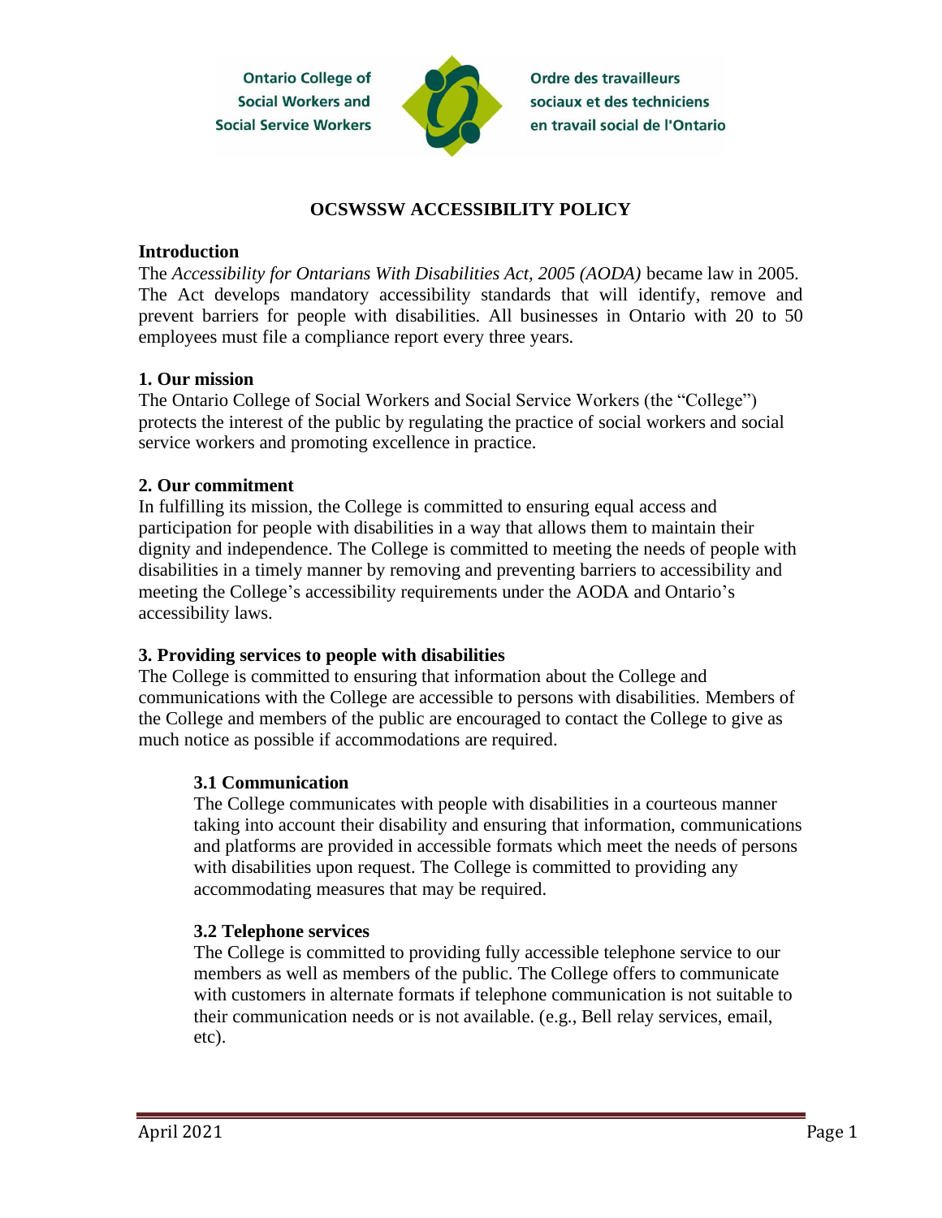Ontario College of Social Workers and Social Service Workers

Ordre des travailleurs sociaux et des techniciens en travail social de l'Ontario

# OCSWSSW ACCESSIBILITY POLICY

## Introduction

The *Accessibility for Ontarians With Disabilities Act, 2005 (AODA)* became law in 2005. The Act develops mandatory accessibility standards that will identify, remove and prevent barriers for people with disabilities. All businesses in Ontario with 20 to 50 employees must file a compliance report every three years.

## 1. Our mission

The Ontario College of Social Workers and Social Service Workers (the "College") protects the interest of the public by regulating the practice of social workers and social service workers and promoting excellence in practice.

## 2. Our commitment

In fulfilling its mission, the College is committed to ensuring equal access and participation for people with disabilities in a way that allows them to maintain their dignity and independence. The College is committed to meeting the needs of people with disabilities in a timely manner by removing and preventing barriers to accessibility and meeting the College's accessibility requirements under the AODA and Ontario's accessibility laws.

## 3. Providing services to people with disabilities

The College is committed to ensuring that information about the College and communications with the College are accessible to persons with disabilities. Members of the College and members of the public are encouraged to contact the College to give as much notice as possible if accommodations are required.

### 3.1 Communication

The College communicates with people with disabilities in a courteous manner taking into account their disability and ensuring that information, communications and platforms are provided in accessible formats which meet the needs of persons with disabilities upon request. The College is committed to providing any accommodating measures that may be required.

### 3.2 Telephone services

The College is committed to providing fully accessible telephone service to our members as well as members of the public. The College offers to communicate with customers in alternate formats if telephone communication is not suitable to their communication needs or is not available. (e.g., Bell relay services, email, etc).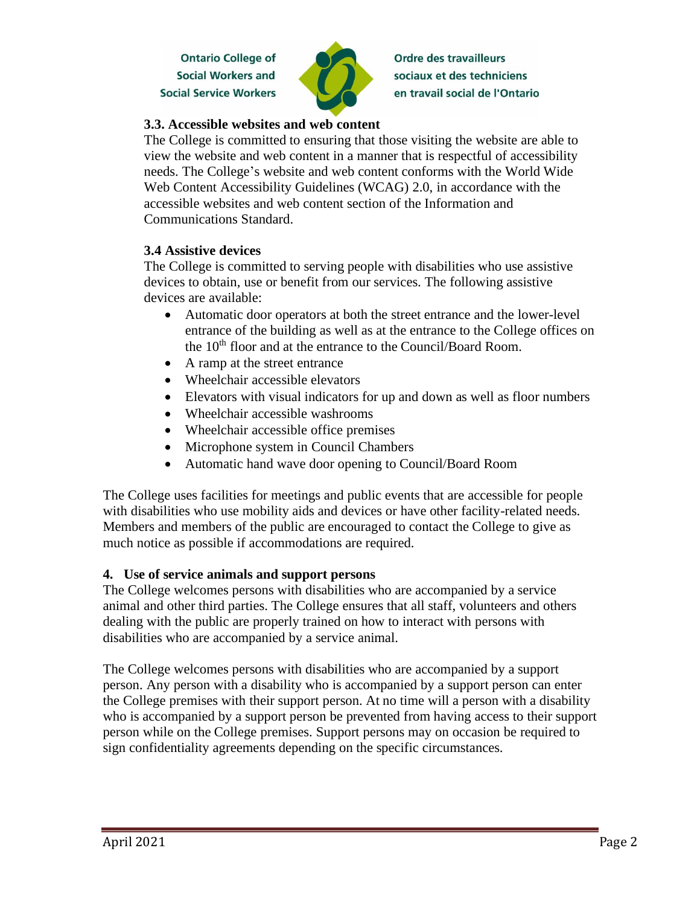### 3.3. Accessible websites and web content

The College is committed to ensuring that those visiting the website are able to view the website and web content in a manner that is respectful of accessibility needs. The College's website and web content conforms with the World Wide Web Content Accessibility Guidelines (WCAG) 2.0, in accordance with the accessible websites and web content section of the Information and Communications Standard.

### 3.4 Assistive devices

The College is committed to serving people with disabilities who use assistive devices to obtain, use or benefit from our services. The following assistive devices are available:

- Automatic door operators at both the street entrance and the lower-level entrance of the building as well as at the entrance to the College offices on the 10th floor and at the entrance to the Council/Board Room.
- A ramp at the street entrance
- Wheelchair accessible elevators
- Elevators with visual indicators for up and down as well as floor numbers
- Wheelchair accessible washrooms
- Wheelchair accessible office premises
- Microphone system in Council Chambers
- Automatic hand wave door opening to Council/Board Room

The College uses facilities for meetings and public events that are accessible for people with disabilities who use mobility aids and devices or have other facility-related needs. Members and members of the public are encouraged to contact the College to give as much notice as possible if accommodations are required.

## 4. Use of service animals and support persons

The College welcomes persons with disabilities who are accompanied by a service animal and other third parties. The College ensures that all staff, volunteers and others dealing with the public are properly trained on how to interact with persons with disabilities who are accompanied by a service animal.

The College welcomes persons with disabilities who are accompanied by a support person. Any person with a disability who is accompanied by a support person can enter the College premises with their support person. At no time will a person with a disability who is accompanied by a support person be prevented from having access to their support person while on the College premises. Support persons may on occasion be required to sign confidentiality agreements depending on the specific circumstances.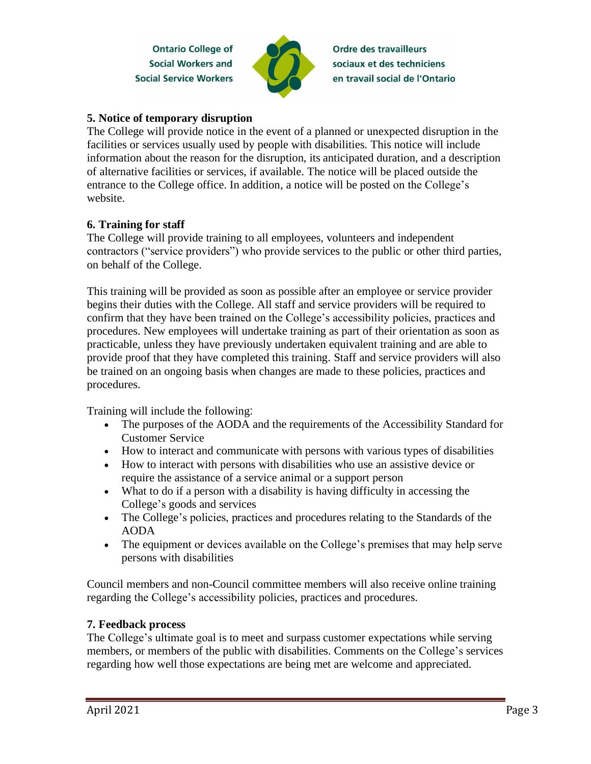### 5. Notice of temporary disruption

The College will provide notice in the event of a planned or unexpected disruption in the facilities or services usually used by people with disabilities. This notice will include information about the reason for the disruption, its anticipated duration, and a description of alternative facilities or services, if available. The notice will be placed outside the entrance to the College office. In addition, a notice will be posted on the College's website.

### 6. Training for staff

The College will provide training to all employees, volunteers and independent contractors ("service providers") who provide services to the public or other third parties, on behalf of the College.

This training will be provided as soon as possible after an employee or service provider begins their duties with the College. All staff and service providers will be required to confirm that they have been trained on the College's accessibility policies, practices and procedures. New employees will undertake training as part of their orientation as soon as practicable, unless they have previously undertaken equivalent training and are able to provide proof that they have completed this training. Staff and service providers will also be trained on an ongoing basis when changes are made to these policies, practices and procedures.

Training will include the following:

- The purposes of the AODA and the requirements of the Accessibility Standard for Customer Service
- How to interact and communicate with persons with various types of disabilities
- How to interact with persons with disabilities who use an assistive device or require the assistance of a service animal or a support person
- What to do if a person with a disability is having difficulty in accessing the College's goods and services
- The College's policies, practices and procedures relating to the Standards of the AODA
- The equipment or devices available on the College's premises that may help serve persons with disabilities

Council members and non-Council committee members will also receive online training regarding the College's accessibility policies, practices and procedures.

### 7. Feedback process

The College's ultimate goal is to meet and surpass customer expectations while serving members, or members of the public with disabilities. Comments on the College's services regarding how well those expectations are being met are welcome and appreciated.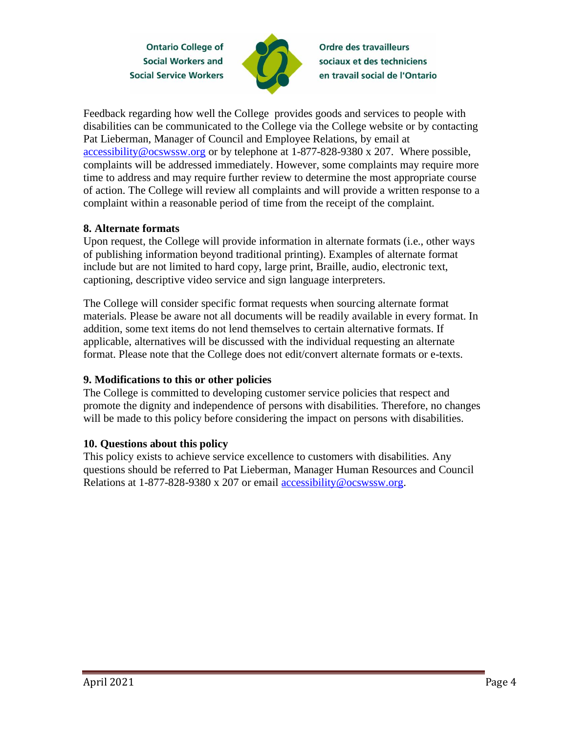Feedback regarding how well the College provides goods and services to people with disabilities can be communicated to the College via the College website or by contacting Pat Lieberman, Manager of Council and Employee Relations, by email at accessibility@ocswssw.org or by telephone at 1-877-828-9380 x 207. Where possible, complaints will be addressed immediately. However, some complaints may require more time to address and may require further review to determine the most appropriate course of action. The College will review all complaints and will provide a written response to a complaint within a reasonable period of time from the receipt of the complaint.

### 8. Alternate formats

Upon request, the College will provide information in alternate formats (i.e., other ways of publishing information beyond traditional printing). Examples of alternate format include but are not limited to hard copy, large print, Braille, audio, electronic text, captioning, descriptive video service and sign language interpreters.

The College will consider specific format requests when sourcing alternate format materials. Please be aware not all documents will be readily available in every format. In addition, some text items do not lend themselves to certain alternative formats. If applicable, alternatives will be discussed with the individual requesting an alternate format. Please note that the College does not edit/convert alternate formats or e-texts.

### 9. Modifications to this or other policies

The College is committed to developing customer service policies that respect and promote the dignity and independence of persons with disabilities. Therefore, no changes will be made to this policy before considering the impact on persons with disabilities.

### 10. Questions about this policy

This policy exists to achieve service excellence to customers with disabilities. Any questions should be referred to Pat Lieberman, Manager Human Resources and Council Relations at 1-877-828-9380 x 207 or email accessibility@ocswssw.org.